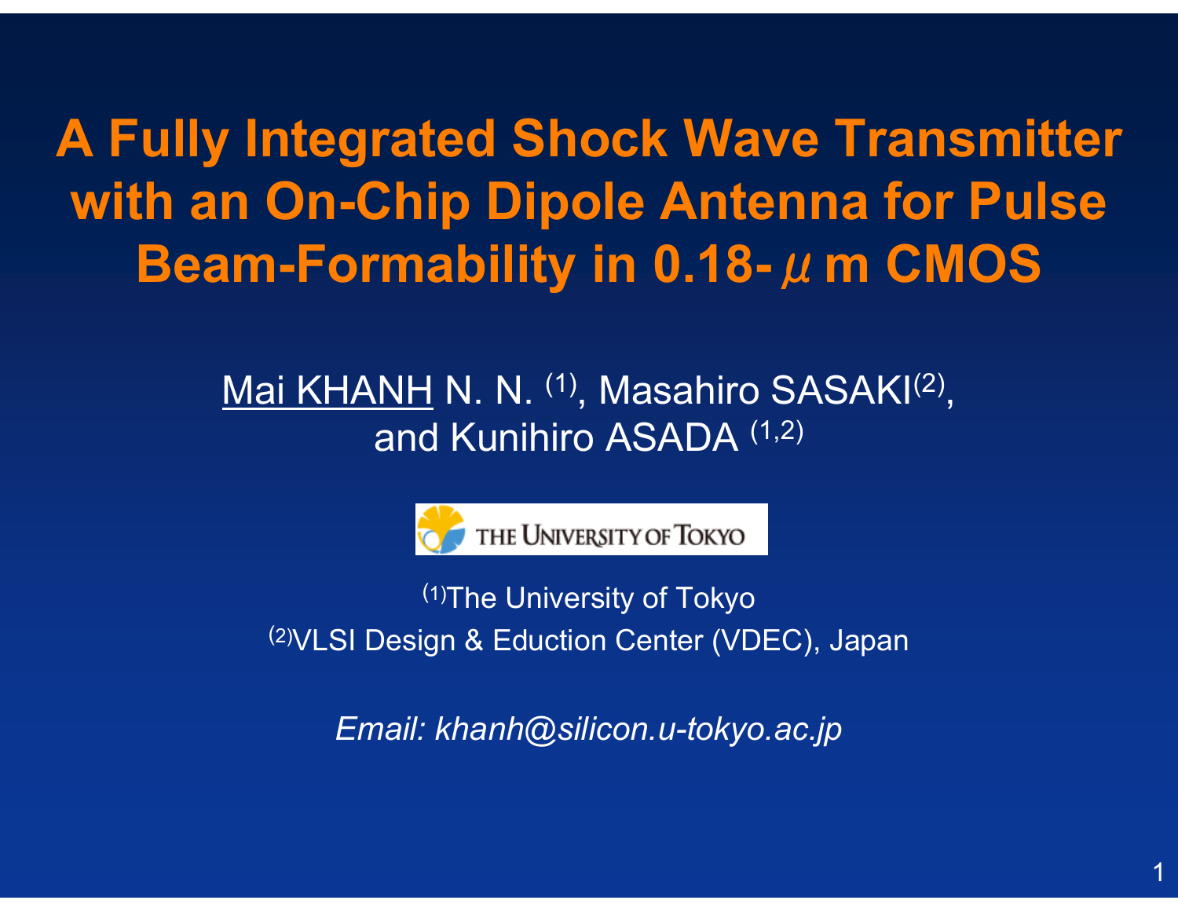# A Fully Integrated Shock Wave Transmitter with an On-Chip Dipole Antenna for Pulse Beam-Formability in 0.18-$\mu$m CMOS

Mai KHANH N. N. [1], Masahiro SASAKI[2], and Kunihiro ASADA [1,2]

THE UNIVERSITY OF TOKYO

[1]The University of Tokyo

[2]VLSI Design & Eduction Center (VDEC), Japan

*Email: khanh@silicon.u-tokyo.ac.jp*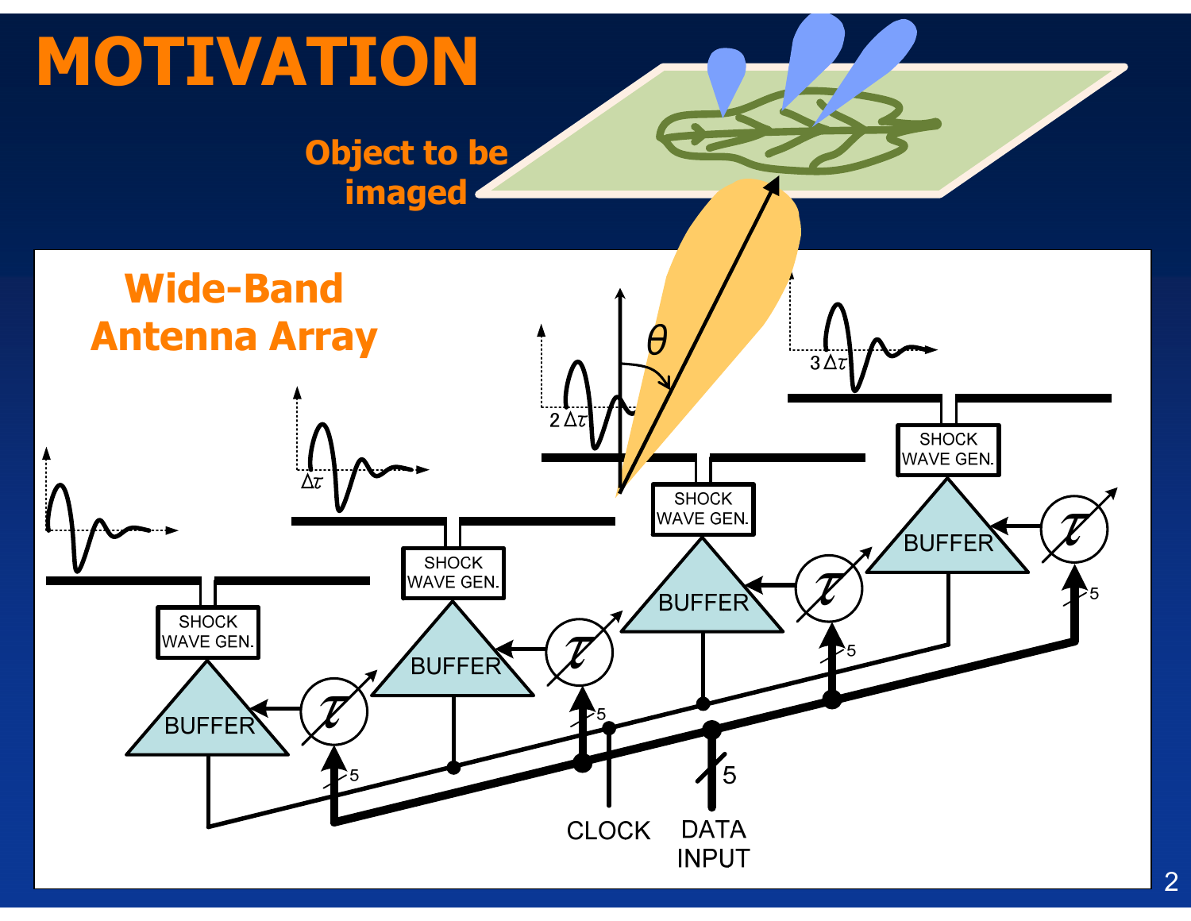# MOTIVATION

Object to be imaged

## Wide-Band Antenna Array

$\theta$

$\Delta\tau$

$2\,\Delta\tau$

$3\,\Delta\tau$

SHOCK WAVE GEN.

SHOCK WAVE GEN.

SHOCK WAVE GEN.

SHOCK WAVE GEN.

BUFFER

BUFFER

BUFFER

BUFFER

$\tau$

$\tau$

$\tau$

$\tau$

5

5

5

5

5

CLOCK

DATA INPUT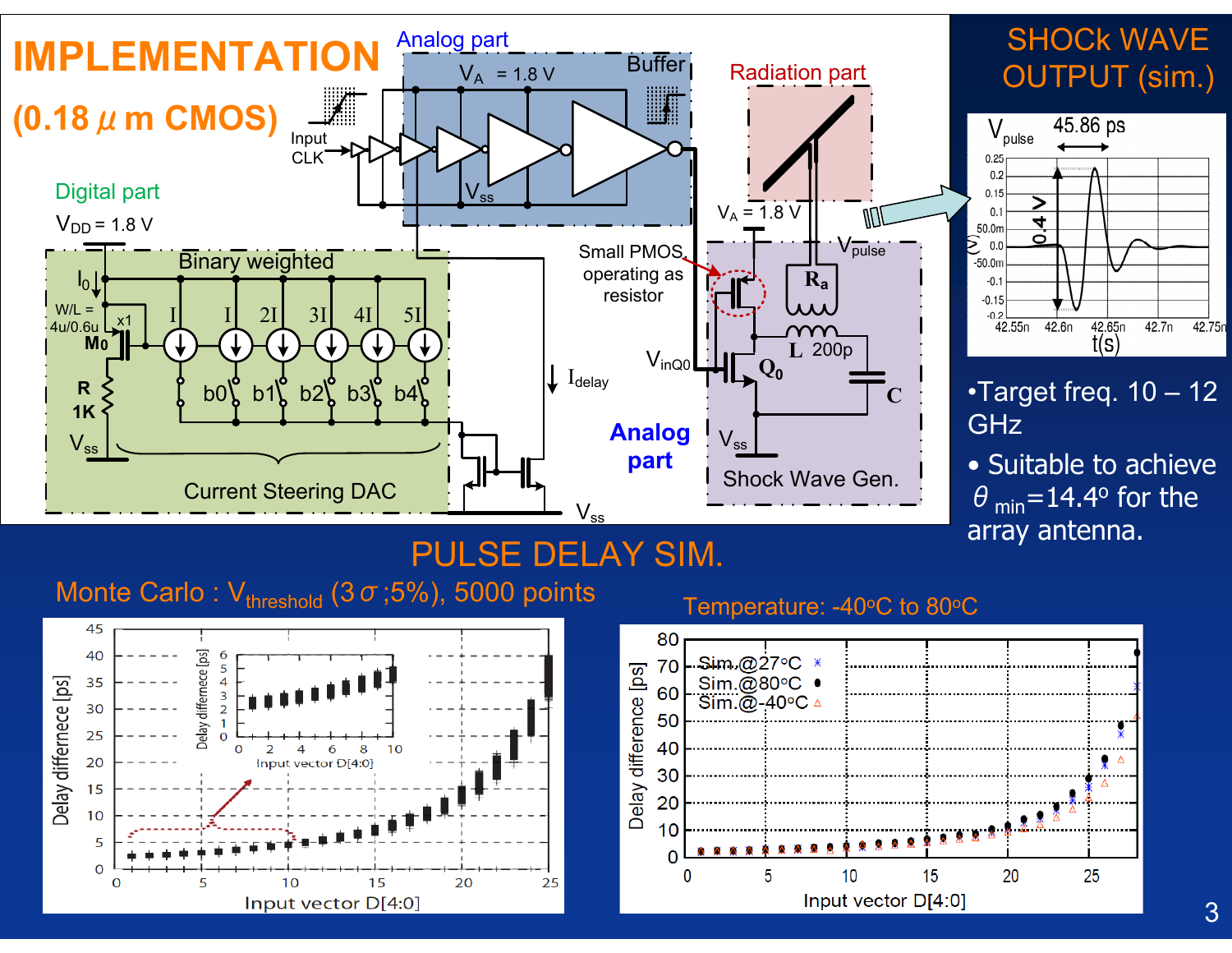# IMPLEMENTATION

## (0.18 $\mu$m CMOS)

Analog part

$V_A$ = 1.8 V

Buffer

Input CLK

$V_{ss}$

Radiation part

Digital part

$V_{DD}$ = 1.8 V

Binary weighted

$I_0$

W/L = 4u/0.6u

x1

$M_0$

R 1K

$V_{ss}$

I I 2I 3I 4I 5I

b0 b1 b2 b3 b4

Current Steering DAC

$I_{delay}$

$V_{ss}$

Small PMOS operating as resistor

$V_A$ = 1.8 V

$V_{pulse}$

$R_a$

L 200p

C

$V_{inQ0}$

$Q_0$

Analog part

$V_{ss}$

Shock Wave Gen.

# SHOCk WAVE OUTPUT (sim.)

$V_{pulse}$ 45.86 ps

0.4 V

t(s)

- Target freq. 10 – 12 GHz
- Suitable to achieve $\theta_{min}$=14.4° for the array antenna.

# PULSE DELAY SIM.

Monte Carlo : $V_{threshold}$ (3$\sigma$;5%), 5000 points

Delay difference [ps] vs. Input vector D[4:0]

Temperature: -40°C to 80°C

Sim.@27°C

Sim.@80°C

Sim.@-40°C

Delay difference [ps] vs. Input vector D[4:0]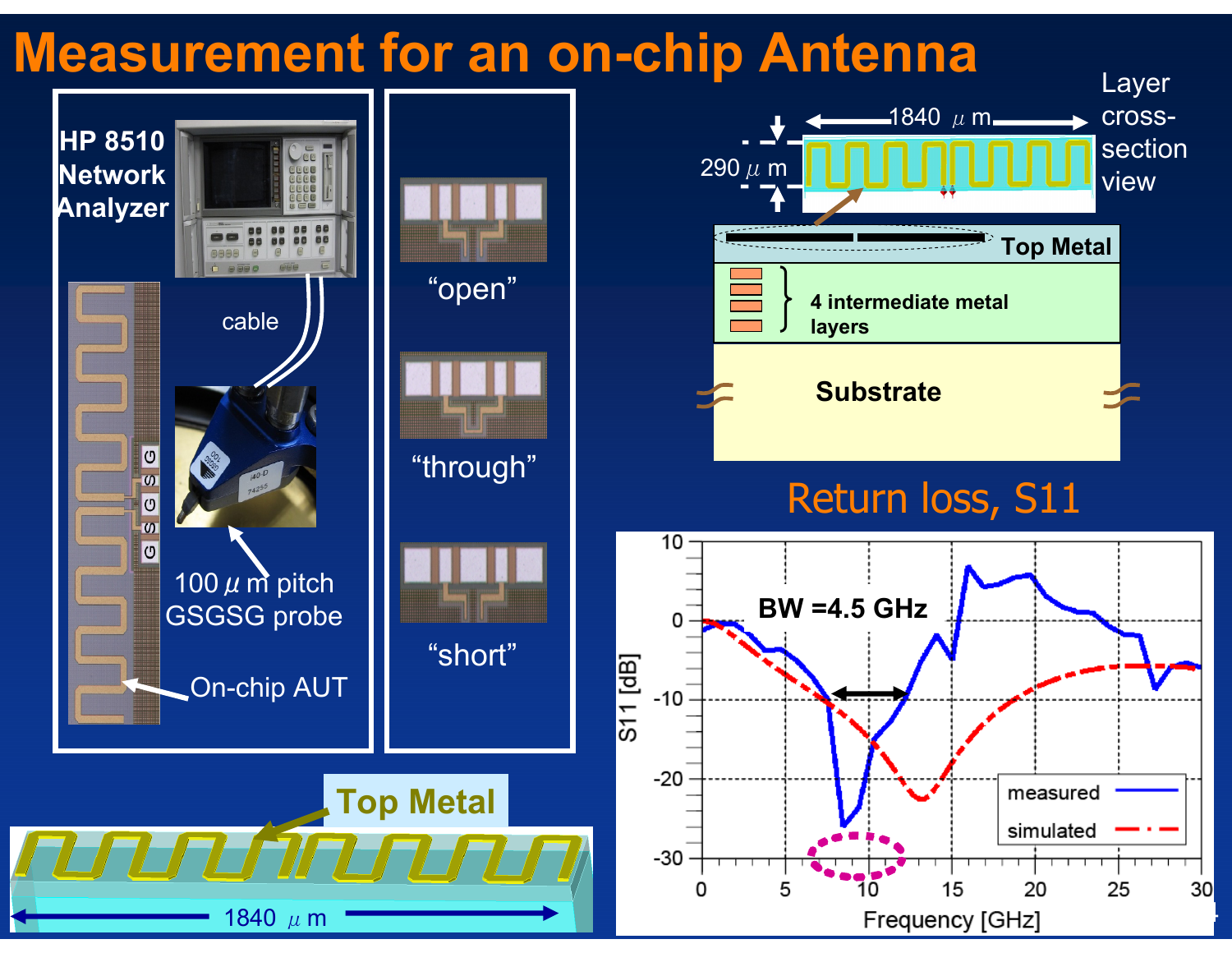# Measurement for an on-chip Antenna

HP 8510 Network Analyzer

cable

100 $\mu$ m pitch GSGSG probe

On-chip AUT

"open"

"through"

"short"

Layer cross-section view

1840 $\mu$ m

290 $\mu$ m

Top Metal

4 intermediate metal layers

Substrate

Top Metal

1840 $\mu$ m

## Return loss, S11

BW =4.5 GHz

S11 [dB]

Frequency [GHz]

measured

simulated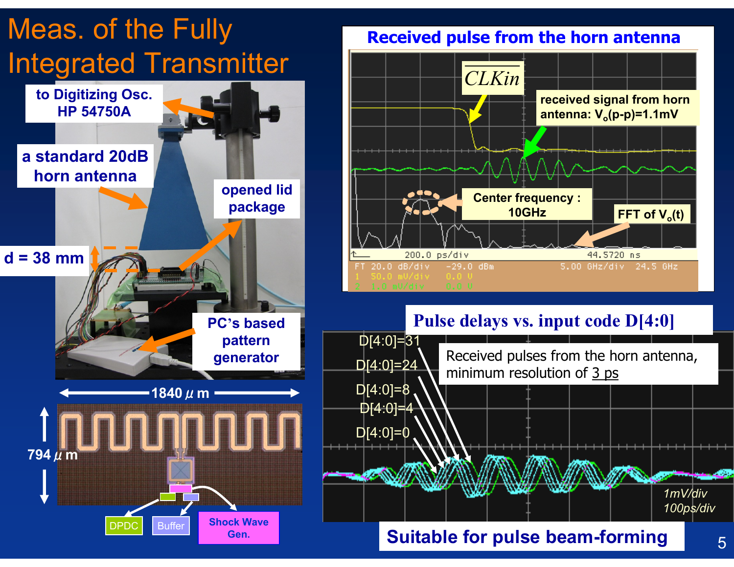# Meas. of the Fully Integrated Transmitter

to Digitizing Osc. HP 54750A

a standard 20dB horn antenna

opened lid package

d = 38 mm

PC's based pattern generator

1840 $\mu$ m

794 $\mu$ m

DPDC

Buffer

Shock Wave Gen.

## Received pulse from the horn antenna

$\overline{CLKin}$

received signal from horn antenna: $V_o$(p-p)=1.1mV

Center frequency : 10GHz

FFT of $V_o(t)$

200.0 ps/div    44.5720 ns

FT 20.0 dB/div    -29.0 dBm    5.00 GHz/div    24.5 GHz

1  50.0 mV/div    0.0 V

2  1.0 mV/div    0.0 V

## Pulse delays vs. input code D[4:0]

D[4:0]=31

D[4:0]=24

D[4:0]=8

D[4:0]=4

D[4:0]=0

Received pulses from the horn antenna, minimum resolution of 3 ps

1mV/div

100ps/div

**Suitable for pulse beam-forming**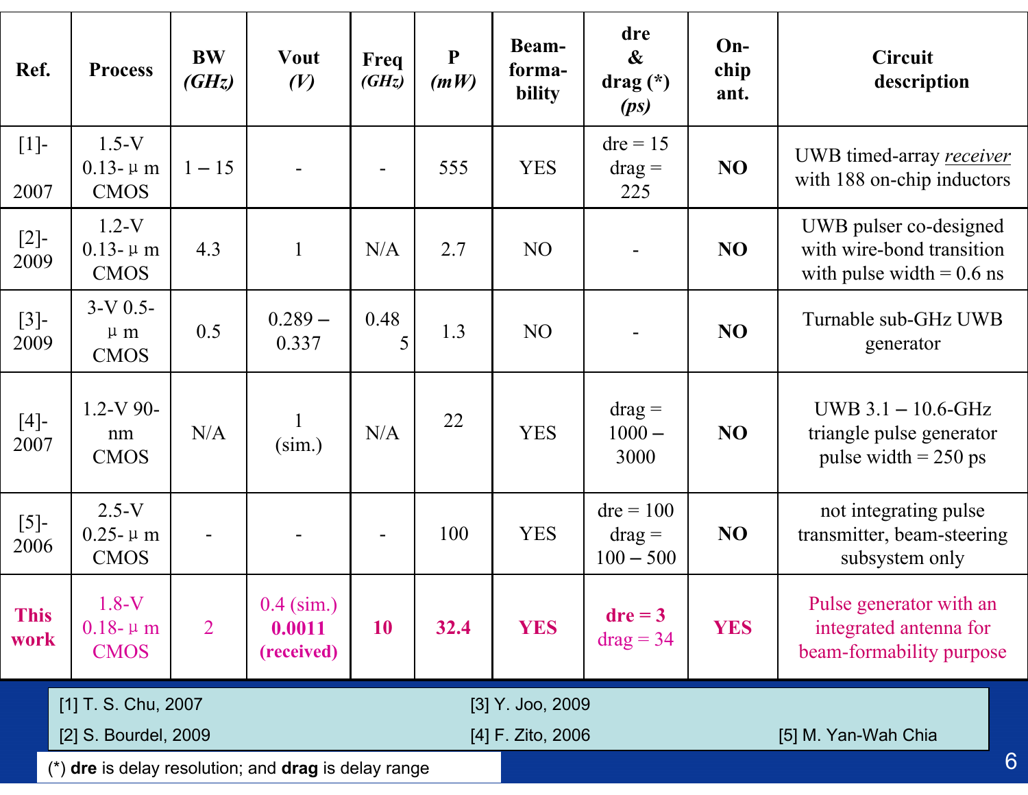| Ref. | Process | BW (GHz) | Vout (V) | Freq (GHz) | P (mW) | Beam-forma-bility | dre & drag (*) (ps) | On-chip ant. | Circuit description |
|---|---|---|---|---|---|---|---|---|---|
| [1]-2007 | 1.5-V 0.13-μm CMOS | 1 – 15 | - | - | 555 | YES | dre = 15 drag = 225 | **NO** | UWB timed-array *receiver* with 188 on-chip inductors |
| [2]-2009 | 1.2-V 0.13-μm CMOS | 4.3 | 1 | N/A | 2.7 | NO | - | **NO** | UWB pulser co-designed with wire-bond transition with pulse width = 0.6 ns |
| [3]-2009 | 3-V 0.5-μm CMOS | 0.5 | 0.289 – 0.337 | 0.485 | 1.3 | NO | - | **NO** | Turnable sub-GHz UWB generator |
| [4]-2007 | 1.2-V 90-nm CMOS | N/A | 1 (sim.) | N/A | 22 | YES | drag = 1000 – 3000 | **NO** | UWB 3.1 – 10.6-GHz triangle pulse generator pulse width = 250 ps |
| [5]-2006 | 2.5-V 0.25-μm CMOS | - | - | - | 100 | YES | dre = 100 drag = 100 – 500 | **NO** | not integrating pulse transmitter, beam-steering subsystem only |
| **This work** | 1.8-V 0.18-μm CMOS | 2 | 0.4 (sim.) **0.0011 (received)** | **10** | **32.4** | **YES** | **dre = 3** drag = 34 | **YES** | Pulse generator with an integrated antenna for beam-formability purpose |

[1] T. S. Chu, 2007
[2] S. Bourdel, 2009
[3] Y. Joo, 2009
[4] F. Zito, 2006
[5] M. Yan-Wah Chia

(*) **dre** is delay resolution; and **drag** is delay range